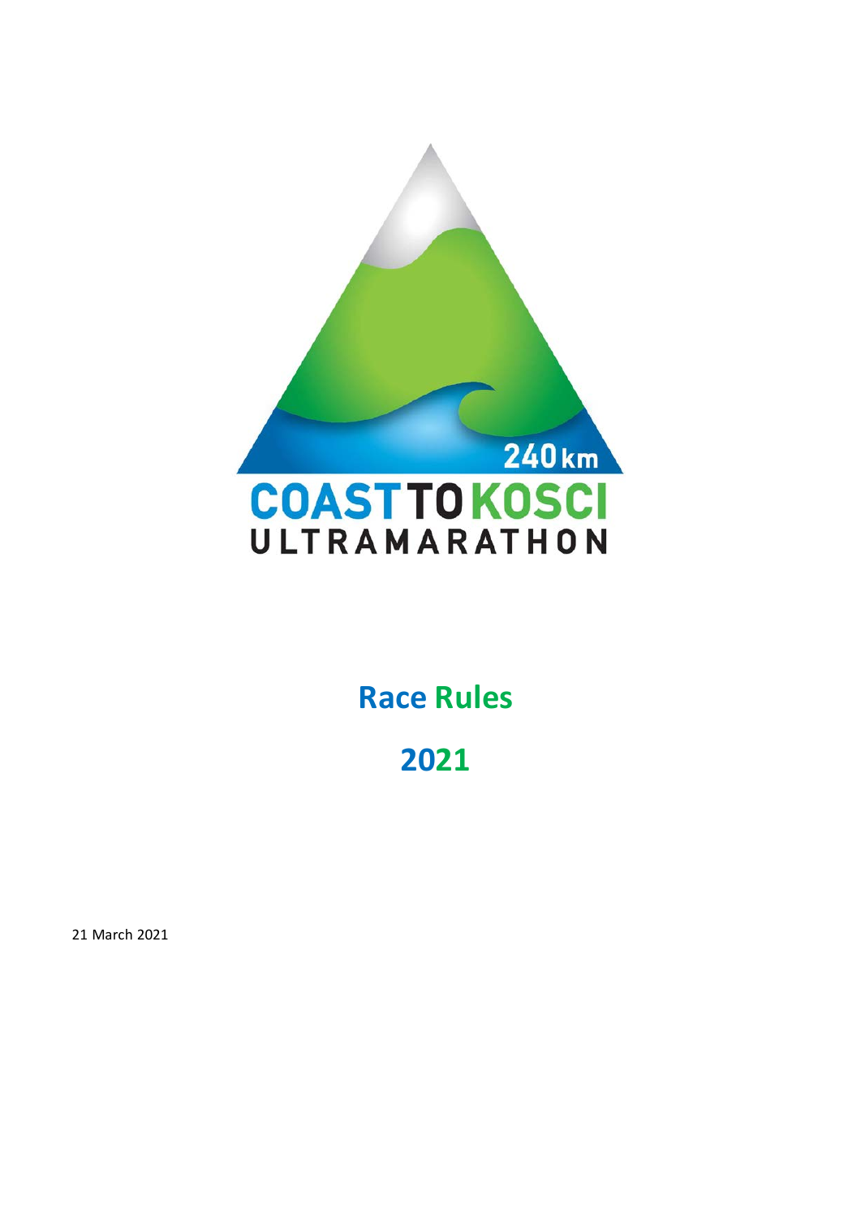240km

COAST TO KOSCI

ULTRAMARATHON

# Race Rules

# 2021

21 March 2021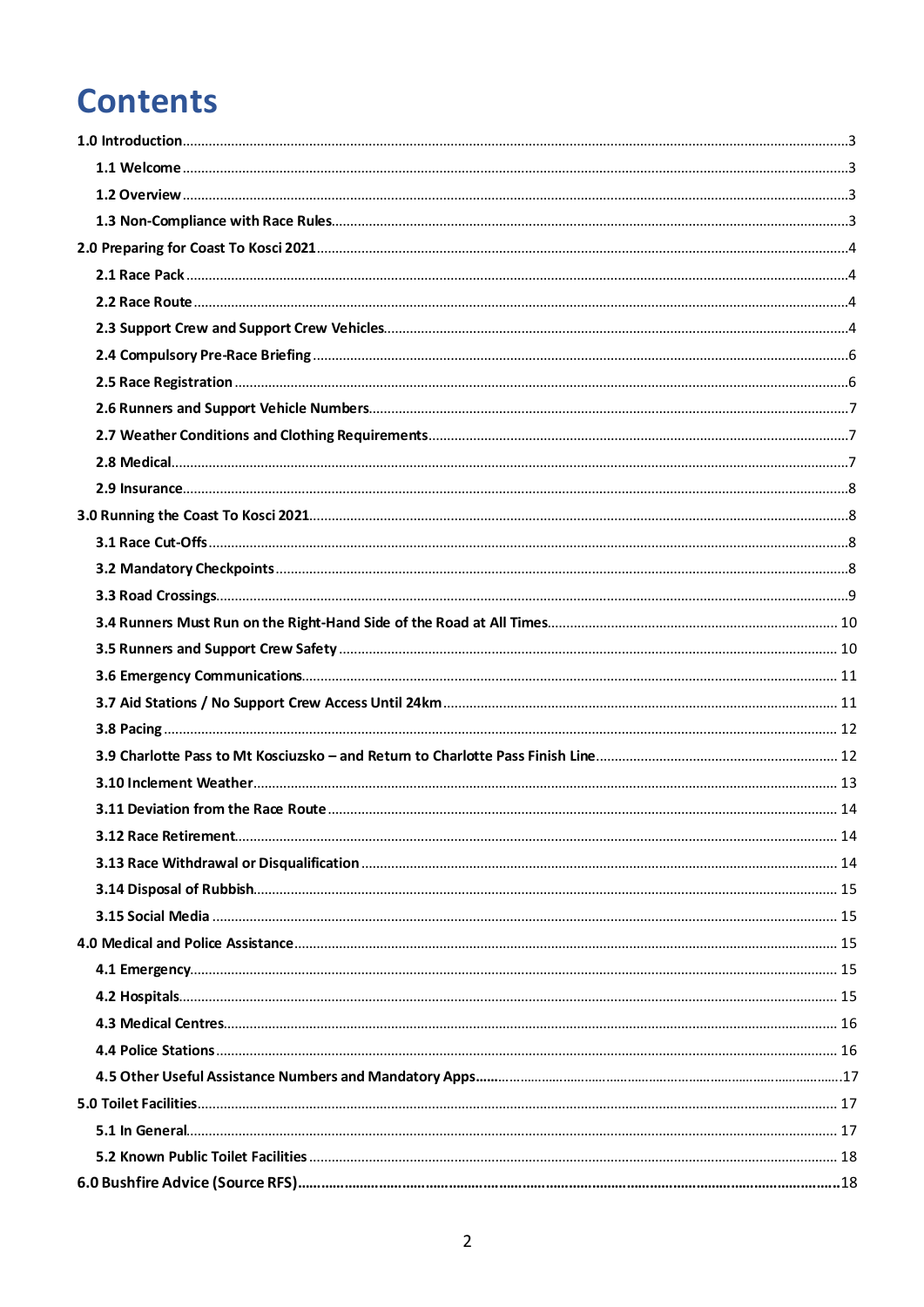# Contents

1.0 Introduction ... 3
- 1.1 Welcome ... 3
- 1.2 Overview ... 3
- 1.3 Non-Compliance with Race Rules ... 3

2.0 Preparing for Coast To Kosci 2021 ... 4
- 2.1 Race Pack ... 4
- 2.2 Race Route ... 4
- 2.3 Support Crew and Support Crew Vehicles ... 4
- 2.4 Compulsory Pre-Race Briefing ... 6
- 2.5 Race Registration ... 6
- 2.6 Runners and Support Vehicle Numbers ... 7
- 2.7 Weather Conditions and Clothing Requirements ... 7
- 2.8 Medical ... 7
- 2.9 Insurance ... 8

3.0 Running the Coast To Kosci 2021 ... 8
- 3.1 Race Cut-Offs ... 8
- 3.2 Mandatory Checkpoints ... 8
- 3.3 Road Crossings ... 9
- 3.4 Runners Must Run on the Right-Hand Side of the Road at All Times ... 10
- 3.5 Runners and Support Crew Safety ... 10
- 3.6 Emergency Communications ... 11
- 3.7 Aid Stations / No Support Crew Access Until 24km ... 11
- 3.8 Pacing ... 12
- 3.9 Charlotte Pass to Mt Kosciuzsko – and Return to Charlotte Pass Finish Line ... 12
- 3.10 Inclement Weather ... 13
- 3.11 Deviation from the Race Route ... 14
- 3.12 Race Retirement ... 14
- 3.13 Race Withdrawal or Disqualification ... 14
- 3.14 Disposal of Rubbish ... 15
- 3.15 Social Media ... 15

4.0 Medical and Police Assistance ... 15
- 4.1 Emergency ... 15
- 4.2 Hospitals ... 15
- 4.3 Medical Centres ... 16
- 4.4 Police Stations ... 16
- 4.5 Other Useful Assistance Numbers and Mandatory Apps ... 17

5.0 Toilet Facilities ... 17
- 5.1 In General ... 17
- 5.2 Known Public Toilet Facilities ... 18

6.0 Bushfire Advice (Source RFS) ... 18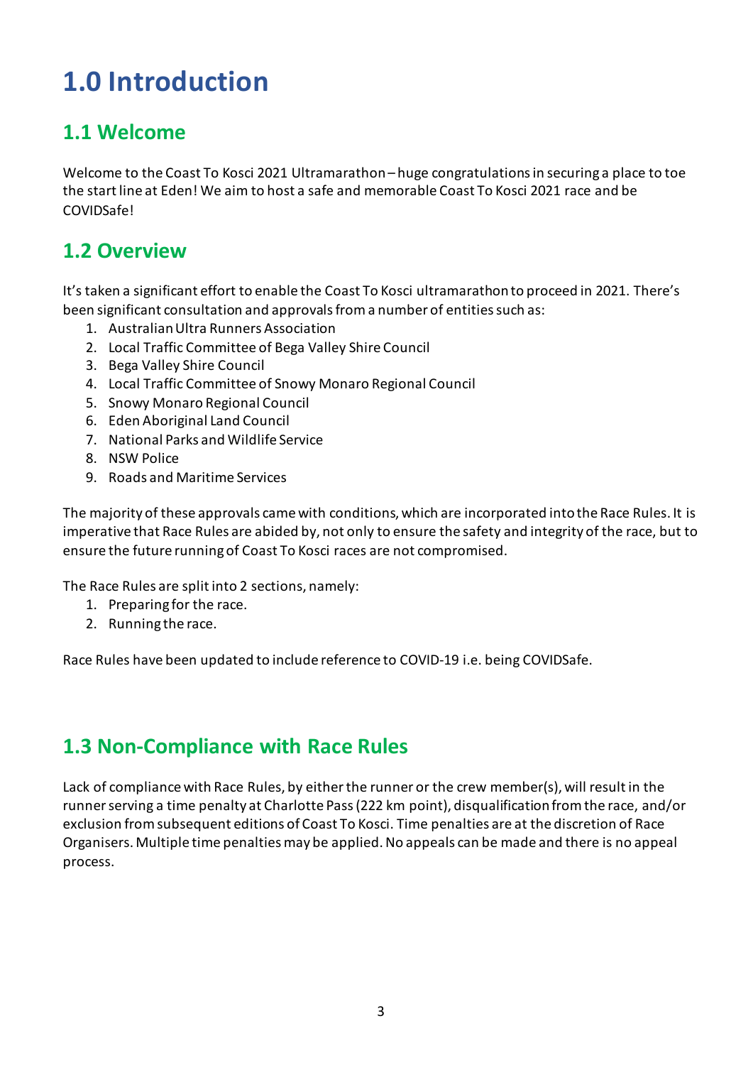# 1.0 Introduction

## 1.1 Welcome

Welcome to the Coast To Kosci 2021 Ultramarathon – huge congratulations in securing a place to toe the start line at Eden! We aim to host a safe and memorable Coast To Kosci 2021 race and be COVIDSafe!

## 1.2 Overview

It's taken a significant effort to enable the Coast To Kosci ultramarathon to proceed in 2021. There's been significant consultation and approvals from a number of entities such as:

1. Australian Ultra Runners Association
2. Local Traffic Committee of Bega Valley Shire Council
3. Bega Valley Shire Council
4. Local Traffic Committee of Snowy Monaro Regional Council
5. Snowy Monaro Regional Council
6. Eden Aboriginal Land Council
7. National Parks and Wildlife Service
8. NSW Police
9. Roads and Maritime Services

The majority of these approvals came with conditions, which are incorporated into the Race Rules. It is imperative that Race Rules are abided by, not only to ensure the safety and integrity of the race, but to ensure the future running of Coast To Kosci races are not compromised.

The Race Rules are split into 2 sections, namely:

1. Preparing for the race.
2. Running the race.

Race Rules have been updated to include reference to COVID-19 i.e. being COVIDSafe.

## 1.3 Non-Compliance with Race Rules

Lack of compliance with Race Rules, by either the runner or the crew member(s), will result in the runner serving a time penalty at Charlotte Pass (222 km point), disqualification from the race, and/or exclusion from subsequent editions of Coast To Kosci. Time penalties are at the discretion of Race Organisers. Multiple time penalties may be applied. No appeals can be made and there is no appeal process.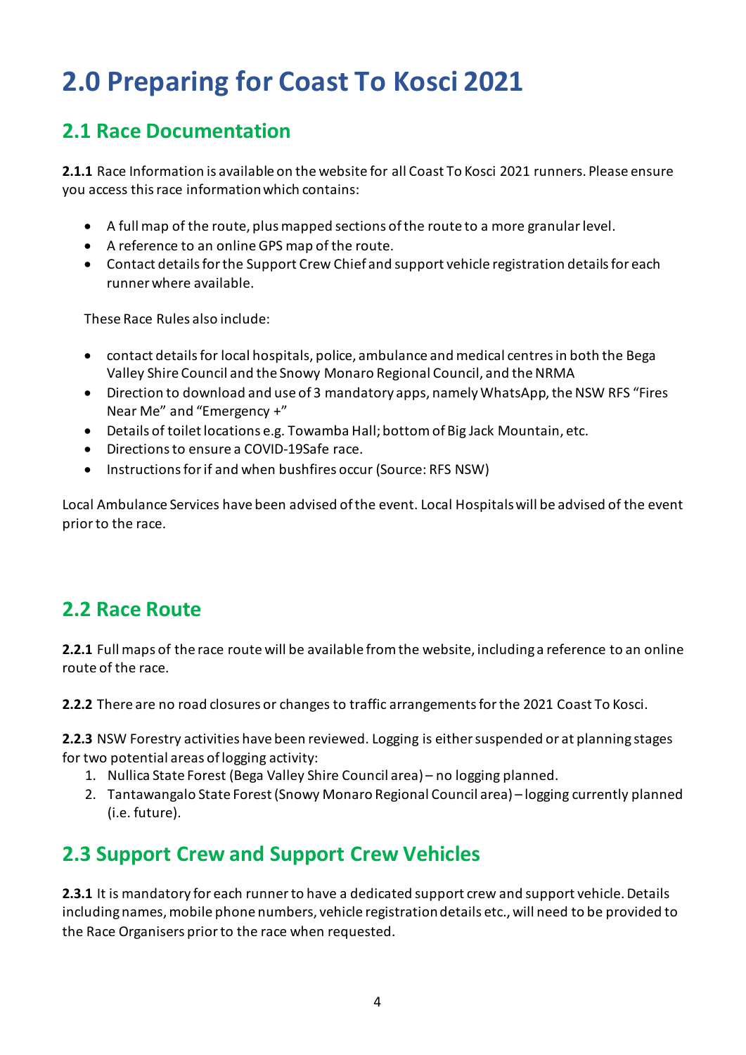# 2.0 Preparing for Coast To Kosci 2021

## 2.1 Race Documentation

**2.1.1** Race Information is available on the website for all Coast To Kosci 2021 runners. Please ensure you access this race information which contains:

- A full map of the route, plus mapped sections of the route to a more granular level.
- A reference to an online GPS map of the route.
- Contact details for the Support Crew Chief and support vehicle registration details for each runner where available.

These Race Rules also include:

- contact details for local hospitals, police, ambulance and medical centres in both the Bega Valley Shire Council and the Snowy Monaro Regional Council, and the NRMA
- Direction to download and use of 3 mandatory apps, namely WhatsApp, the NSW RFS "Fires Near Me" and "Emergency +"
- Details of toilet locations e.g. Towamba Hall; bottom of Big Jack Mountain, etc.
- Directions to ensure a COVID-19Safe race.
- Instructions for if and when bushfires occur (Source: RFS NSW)

Local Ambulance Services have been advised of the event. Local Hospitals will be advised of the event prior to the race.

## 2.2 Race Route

**2.2.1** Full maps of the race route will be available from the website, including a reference to an online route of the race.

**2.2.2** There are no road closures or changes to traffic arrangements for the 2021 Coast To Kosci.

**2.2.3** NSW Forestry activities have been reviewed. Logging is either suspended or at planning stages for two potential areas of logging activity:

1. Nullica State Forest (Bega Valley Shire Council area) – no logging planned.
2. Tantawangalo State Forest (Snowy Monaro Regional Council area) – logging currently planned (i.e. future).

## 2.3 Support Crew and Support Crew Vehicles

**2.3.1** It is mandatory for each runner to have a dedicated support crew and support vehicle. Details including names, mobile phone numbers, vehicle registration details etc., will need to be provided to the Race Organisers prior to the race when requested.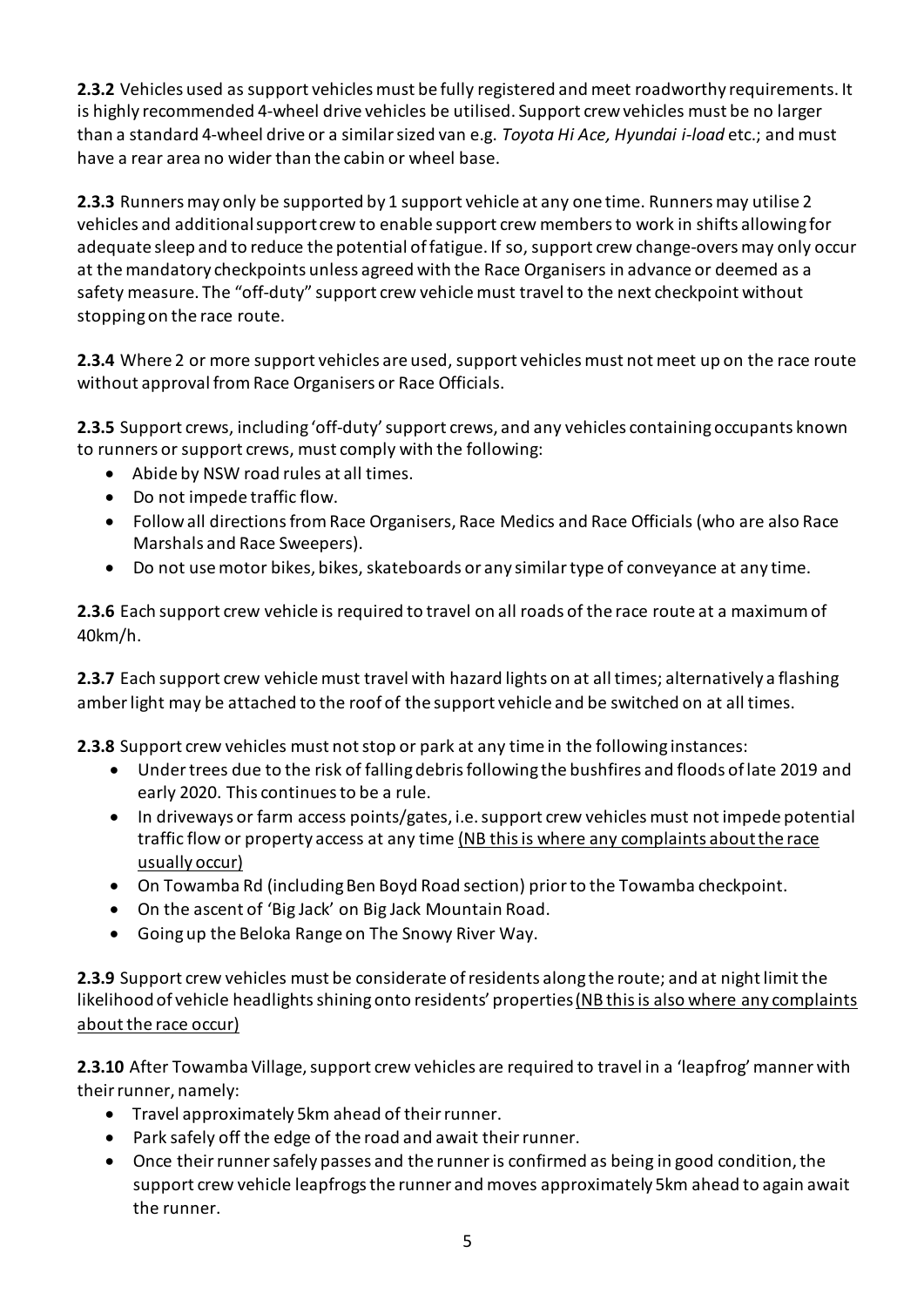**2.3.2** Vehicles used as support vehicles must be fully registered and meet roadworthy requirements. It is highly recommended 4-wheel drive vehicles be utilised. Support crew vehicles must be no larger than a standard 4-wheel drive or a similar sized van e.g. *Toyota Hi Ace, Hyundai i-load* etc.; and must have a rear area no wider than the cabin or wheel base.

**2.3.3** Runners may only be supported by 1 support vehicle at any one time. Runners may utilise 2 vehicles and additional support crew to enable support crew members to work in shifts allowing for adequate sleep and to reduce the potential of fatigue. If so, support crew change-overs may only occur at the mandatory checkpoints unless agreed with the Race Organisers in advance or deemed as a safety measure. The "off-duty" support crew vehicle must travel to the next checkpoint without stopping on the race route.

**2.3.4** Where 2 or more support vehicles are used, support vehicles must not meet up on the race route without approval from Race Organisers or Race Officials.

**2.3.5** Support crews, including 'off-duty' support crews, and any vehicles containing occupants known to runners or support crews, must comply with the following:

- Abide by NSW road rules at all times.
- Do not impede traffic flow.
- Follow all directions from Race Organisers, Race Medics and Race Officials (who are also Race Marshals and Race Sweepers).
- Do not use motor bikes, bikes, skateboards or any similar type of conveyance at any time.

**2.3.6** Each support crew vehicle is required to travel on all roads of the race route at a maximum of 40km/h.

**2.3.7** Each support crew vehicle must travel with hazard lights on at all times; alternatively a flashing amber light may be attached to the roof of the support vehicle and be switched on at all times.

**2.3.8** Support crew vehicles must not stop or park at any time in the following instances:

- Under trees due to the risk of falling debris following the bushfires and floods of late 2019 and early 2020. This continues to be a rule.
- In driveways or farm access points/gates, i.e. support crew vehicles must not impede potential traffic flow or property access at any time <u>(NB this is where any complaints about the race usually occur)</u>
- On Towamba Rd (including Ben Boyd Road section) prior to the Towamba checkpoint.
- On the ascent of 'Big Jack' on Big Jack Mountain Road.
- Going up the Beloka Range on The Snowy River Way.

**2.3.9** Support crew vehicles must be considerate of residents along the route; and at night limit the likelihood of vehicle headlights shining onto residents' properties <u>(NB this is also where any complaints about the race occur)</u>

**2.3.10** After Towamba Village, support crew vehicles are required to travel in a 'leapfrog' manner with their runner, namely:

- Travel approximately 5km ahead of their runner.
- Park safely off the edge of the road and await their runner.
- Once their runner safely passes and the runner is confirmed as being in good condition, the support crew vehicle leapfrogs the runner and moves approximately 5km ahead to again await the runner.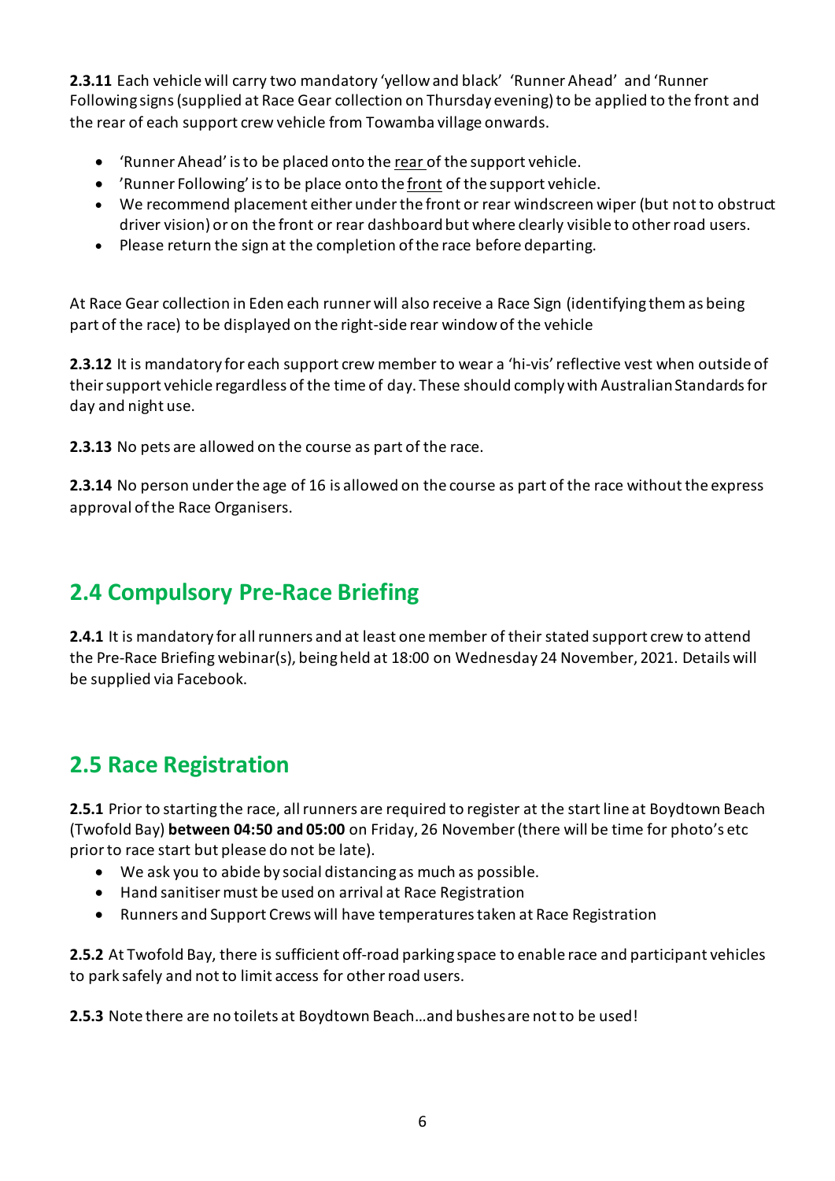**2.3.11** Each vehicle will carry two mandatory 'yellow and black' 'Runner Ahead' and 'Runner Following signs (supplied at Race Gear collection on Thursday evening) to be applied to the front and the rear of each support crew vehicle from Towamba village onwards.

- 'Runner Ahead' is to be placed onto the rear of the support vehicle.
- 'Runner Following' is to be place onto the front of the support vehicle.
- We recommend placement either under the front or rear windscreen wiper (but not to obstruct driver vision) or on the front or rear dashboard but where clearly visible to other road users.
- Please return the sign at the completion of the race before departing.

At Race Gear collection in Eden each runner will also receive a Race Sign (identifying them as being part of the race) to be displayed on the right-side rear window of the vehicle

**2.3.12** It is mandatory for each support crew member to wear a 'hi-vis' reflective vest when outside of their support vehicle regardless of the time of day. These should comply with Australian Standards for day and night use.

**2.3.13** No pets are allowed on the course as part of the race.

**2.3.14** No person under the age of 16 is allowed on the course as part of the race without the express approval of the Race Organisers.

## 2.4 Compulsory Pre-Race Briefing

**2.4.1** It is mandatory for all runners and at least one member of their stated support crew to attend the Pre-Race Briefing webinar(s), being held at 18:00 on Wednesday 24 November, 2021. Details will be supplied via Facebook.

## 2.5 Race Registration

**2.5.1** Prior to starting the race, all runners are required to register at the start line at Boydtown Beach (Twofold Bay) **between 04:50 and 05:00** on Friday, 26 November (there will be time for photo's etc prior to race start but please do not be late).

- We ask you to abide by social distancing as much as possible.
- Hand sanitiser must be used on arrival at Race Registration
- Runners and Support Crews will have temperatures taken at Race Registration

**2.5.2** At Twofold Bay, there is sufficient off-road parking space to enable race and participant vehicles to park safely and not to limit access for other road users.

**2.5.3** Note there are no toilets at Boydtown Beach…and bushes are not to be used!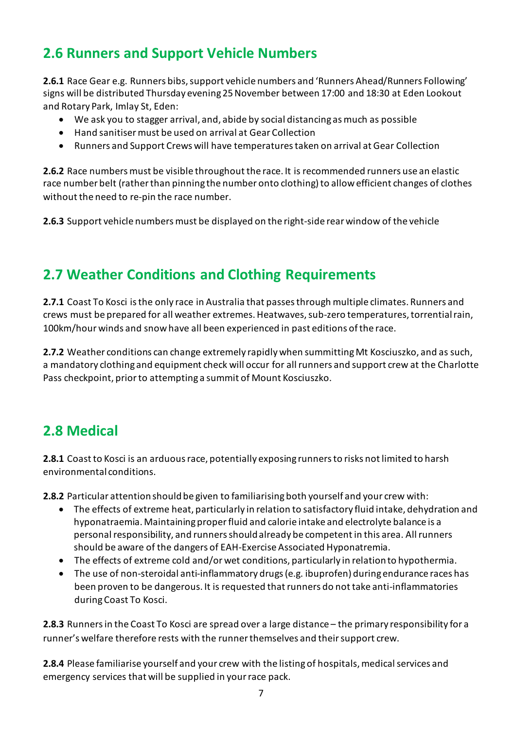## 2.6 Runners and Support Vehicle Numbers

**2.6.1** Race Gear e.g. Runners bibs, support vehicle numbers and 'Runners Ahead/Runners Following' signs will be distributed Thursday evening 25 November between 17:00 and 18:30 at Eden Lookout and Rotary Park, Imlay St, Eden:

- We ask you to stagger arrival, and, abide by social distancing as much as possible
- Hand sanitiser must be used on arrival at Gear Collection
- Runners and Support Crews will have temperatures taken on arrival at Gear Collection

**2.6.2** Race numbers must be visible throughout the race. It is recommended runners use an elastic race number belt (rather than pinning the number onto clothing) to allow efficient changes of clothes without the need to re-pin the race number.

**2.6.3** Support vehicle numbers must be displayed on the right-side rear window of the vehicle

## 2.7 Weather Conditions and Clothing Requirements

**2.7.1** Coast To Kosci is the only race in Australia that passes through multiple climates. Runners and crews must be prepared for all weather extremes. Heatwaves, sub-zero temperatures, torrential rain, 100km/hour winds and snow have all been experienced in past editions of the race.

**2.7.2** Weather conditions can change extremely rapidly when summitting Mt Kosciuszko, and as such, a mandatory clothing and equipment check will occur for all runners and support crew at the Charlotte Pass checkpoint, prior to attempting a summit of Mount Kosciuszko.

## 2.8 Medical

**2.8.1** Coast to Kosci is an arduous race, potentially exposing runners to risks not limited to harsh environmental conditions.

**2.8.2** Particular attention should be given to familiarising both yourself and your crew with:

- The effects of extreme heat, particularly in relation to satisfactory fluid intake, dehydration and hyponatraemia. Maintaining proper fluid and calorie intake and electrolyte balance is a personal responsibility, and runners should already be competent in this area. All runners should be aware of the dangers of EAH-Exercise Associated Hyponatremia.
- The effects of extreme cold and/or wet conditions, particularly in relation to hypothermia.
- The use of non-steroidal anti-inflammatory drugs (e.g. ibuprofen) during endurance races has been proven to be dangerous. It is requested that runners do not take anti-inflammatories during Coast To Kosci.

**2.8.3** Runners in the Coast To Kosci are spread over a large distance – the primary responsibility for a runner's welfare therefore rests with the runner themselves and their support crew.

**2.8.4** Please familiarise yourself and your crew with the listing of hospitals, medical services and emergency services that will be supplied in your race pack.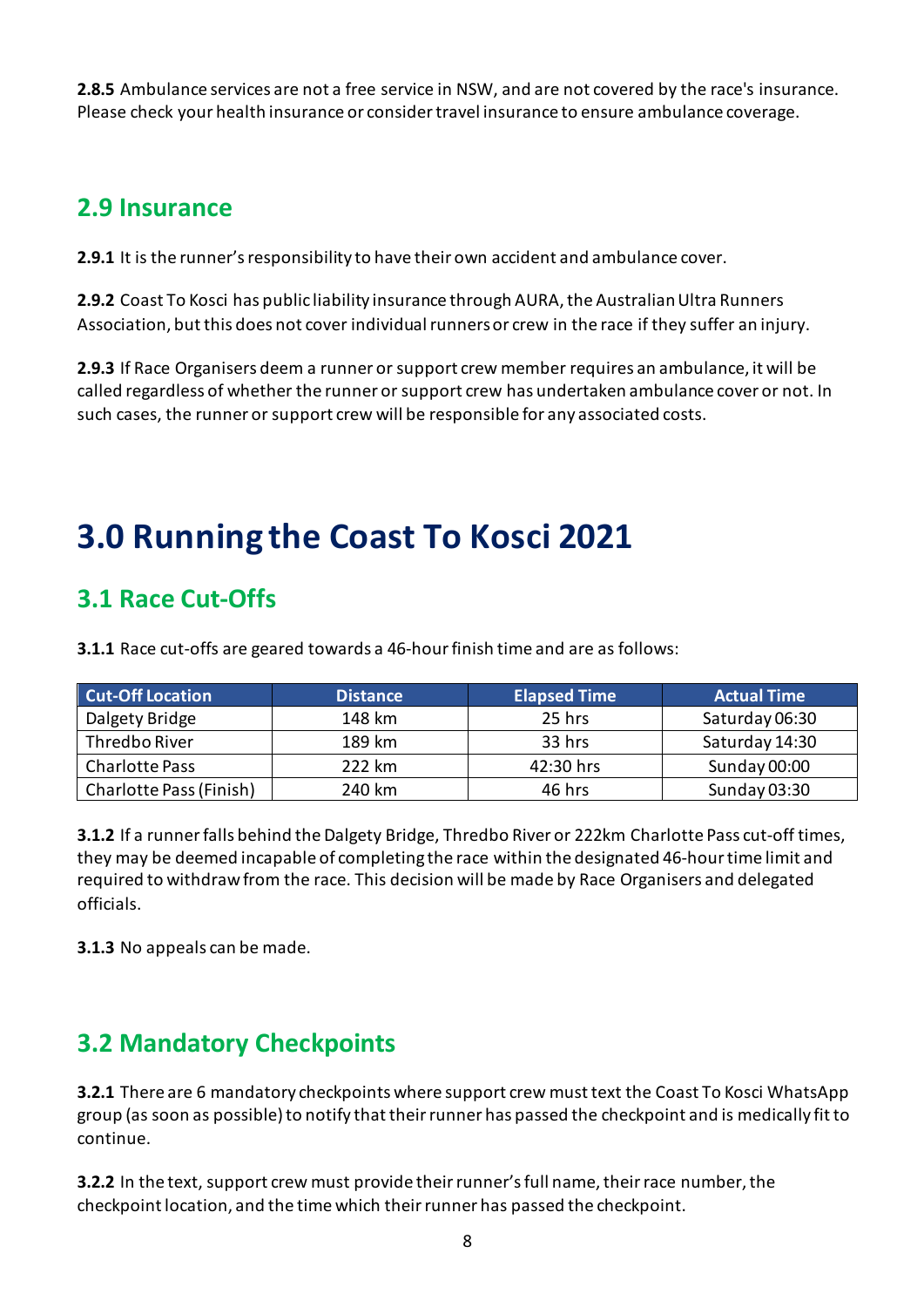**2.8.5** Ambulance services are not a free service in NSW, and are not covered by the race's insurance. Please check your health insurance or consider travel insurance to ensure ambulance coverage.

## 2.9 Insurance

**2.9.1** It is the runner's responsibility to have their own accident and ambulance cover.

**2.9.2** Coast To Kosci has public liability insurance through AURA, the Australian Ultra Runners Association, but this does not cover individual runners or crew in the race if they suffer an injury.

**2.9.3** If Race Organisers deem a runner or support crew member requires an ambulance, it will be called regardless of whether the runner or support crew has undertaken ambulance cover or not. In such cases, the runner or support crew will be responsible for any associated costs.

# 3.0 Running the Coast To Kosci 2021

## 3.1 Race Cut-Offs

**3.1.1** Race cut-offs are geared towards a 46-hour finish time and are as follows:

| Cut-Off Location | Distance | Elapsed Time | Actual Time |
|---|---|---|---|
| Dalgety Bridge | 148 km | 25 hrs | Saturday 06:30 |
| Thredbo River | 189 km | 33 hrs | Saturday 14:30 |
| Charlotte Pass | 222 km | 42:30 hrs | Sunday 00:00 |
| Charlotte Pass (Finish) | 240 km | 46 hrs | Sunday 03:30 |

**3.1.2** If a runner falls behind the Dalgety Bridge, Thredbo River or 222km Charlotte Pass cut-off times, they may be deemed incapable of completing the race within the designated 46-hour time limit and required to withdraw from the race. This decision will be made by Race Organisers and delegated officials.

**3.1.3** No appeals can be made.

## 3.2 Mandatory Checkpoints

**3.2.1** There are 6 mandatory checkpoints where support crew must text the Coast To Kosci WhatsApp group (as soon as possible) to notify that their runner has passed the checkpoint and is medically fit to continue.

**3.2.2** In the text, support crew must provide their runner's full name, their race number, the checkpoint location, and the time which their runner has passed the checkpoint.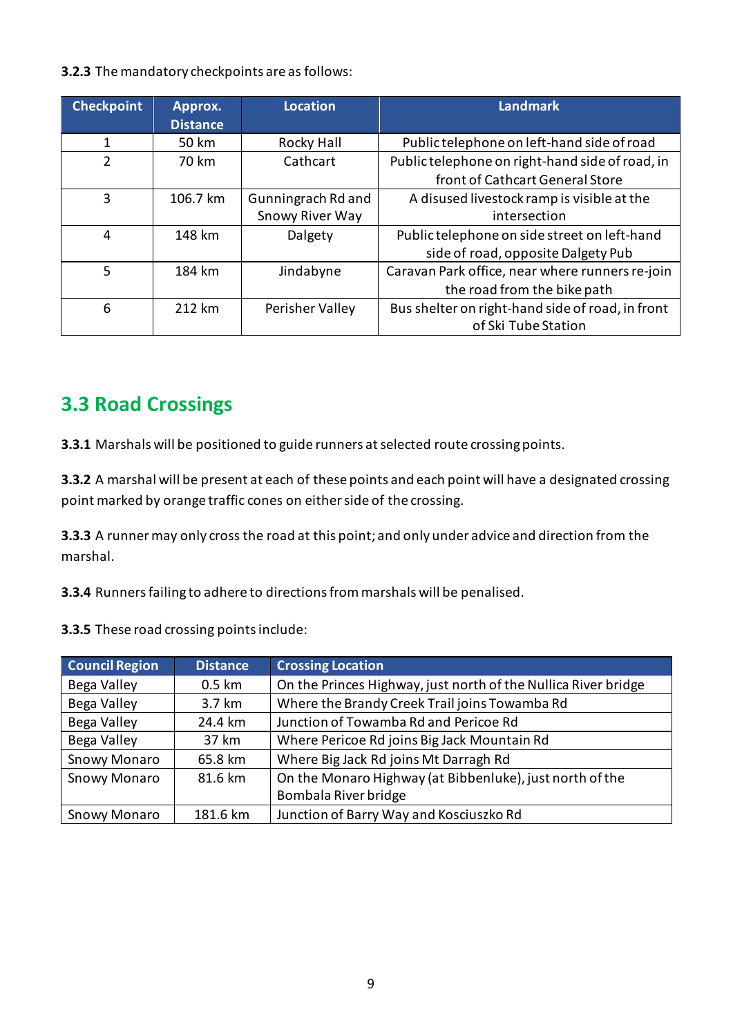**3.2.3** The mandatory checkpoints are as follows:

| Checkpoint | Approx. Distance | Location | Landmark |
|---|---|---|---|
| 1 | 50 km | Rocky Hall | Public telephone on left-hand side of road |
| 2 | 70 km | Cathcart | Public telephone on right-hand side of road, in front of Cathcart General Store |
| 3 | 106.7 km | Gunningrach Rd and Snowy River Way | A disused livestock ramp is visible at the intersection |
| 4 | 148 km | Dalgety | Public telephone on side street on left-hand side of road, opposite Dalgety Pub |
| 5 | 184 km | Jindabyne | Caravan Park office, near where runners re-join the road from the bike path |
| 6 | 212 km | Perisher Valley | Bus shelter on right-hand side of road, in front of Ski Tube Station |

## 3.3 Road Crossings

**3.3.1** Marshals will be positioned to guide runners at selected route crossing points.

**3.3.2** A marshal will be present at each of these points and each point will have a designated crossing point marked by orange traffic cones on either side of the crossing.

**3.3.3** A runner may only cross the road at this point; and only under advice and direction from the marshal.

**3.3.4** Runners failing to adhere to directions from marshals will be penalised.

**3.3.5** These road crossing points include:

| Council Region | Distance | Crossing Location |
|---|---|---|
| Bega Valley | 0.5 km | On the Princes Highway, just north of the Nullica River bridge |
| Bega Valley | 3.7 km | Where the Brandy Creek Trail joins Towamba Rd |
| Bega Valley | 24.4 km | Junction of Towamba Rd and Pericoe Rd |
| Bega Valley | 37 km | Where Pericoe Rd joins Big Jack Mountain Rd |
| Snowy Monaro | 65.8 km | Where Big Jack Rd joins Mt Darragh Rd |
| Snowy Monaro | 81.6 km | On the Monaro Highway (at Bibbenluke), just north of the Bombala River bridge |
| Snowy Monaro | 181.6 km | Junction of Barry Way and Kosciuszko Rd |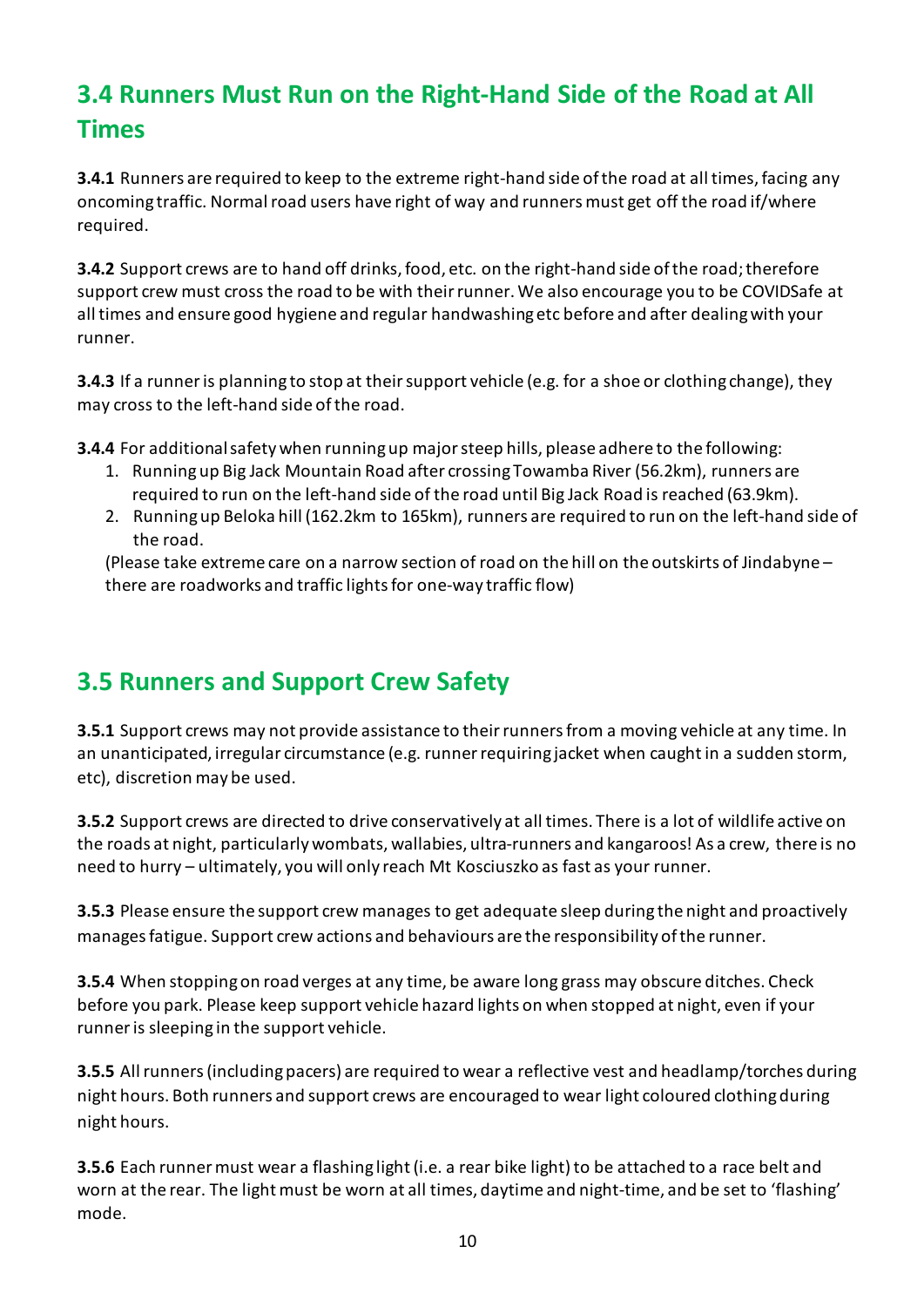## 3.4 Runners Must Run on the Right-Hand Side of the Road at All Times

**3.4.1** Runners are required to keep to the extreme right-hand side of the road at all times, facing any oncoming traffic. Normal road users have right of way and runners must get off the road if/where required.

**3.4.2** Support crews are to hand off drinks, food, etc. on the right-hand side of the road; therefore support crew must cross the road to be with their runner. We also encourage you to be COVIDSafe at all times and ensure good hygiene and regular handwashing etc before and after dealing with your runner.

**3.4.3** If a runner is planning to stop at their support vehicle (e.g. for a shoe or clothing change), they may cross to the left-hand side of the road.

**3.4.4** For additional safety when running up major steep hills, please adhere to the following:

1. Running up Big Jack Mountain Road after crossing Towamba River (56.2km), runners are required to run on the left-hand side of the road until Big Jack Road is reached (63.9km).
2. Running up Beloka hill (162.2km to 165km), runners are required to run on the left-hand side of the road.

(Please take extreme care on a narrow section of road on the hill on the outskirts of Jindabyne – there are roadworks and traffic lights for one-way traffic flow)

## 3.5 Runners and Support Crew Safety

**3.5.1** Support crews may not provide assistance to their runners from a moving vehicle at any time. In an unanticipated, irregular circumstance (e.g. runner requiring jacket when caught in a sudden storm, etc), discretion may be used.

**3.5.2** Support crews are directed to drive conservatively at all times. There is a lot of wildlife active on the roads at night, particularly wombats, wallabies, ultra-runners and kangaroos! As a crew, there is no need to hurry – ultimately, you will only reach Mt Kosciuszko as fast as your runner.

**3.5.3** Please ensure the support crew manages to get adequate sleep during the night and proactively manages fatigue. Support crew actions and behaviours are the responsibility of the runner.

**3.5.4** When stopping on road verges at any time, be aware long grass may obscure ditches. Check before you park. Please keep support vehicle hazard lights on when stopped at night, even if your runner is sleeping in the support vehicle.

**3.5.5** All runners (including pacers) are required to wear a reflective vest and headlamp/torches during night hours. Both runners and support crews are encouraged to wear light coloured clothing during night hours.

**3.5.6** Each runner must wear a flashing light (i.e. a rear bike light) to be attached to a race belt and worn at the rear. The light must be worn at all times, daytime and night-time, and be set to 'flashing' mode.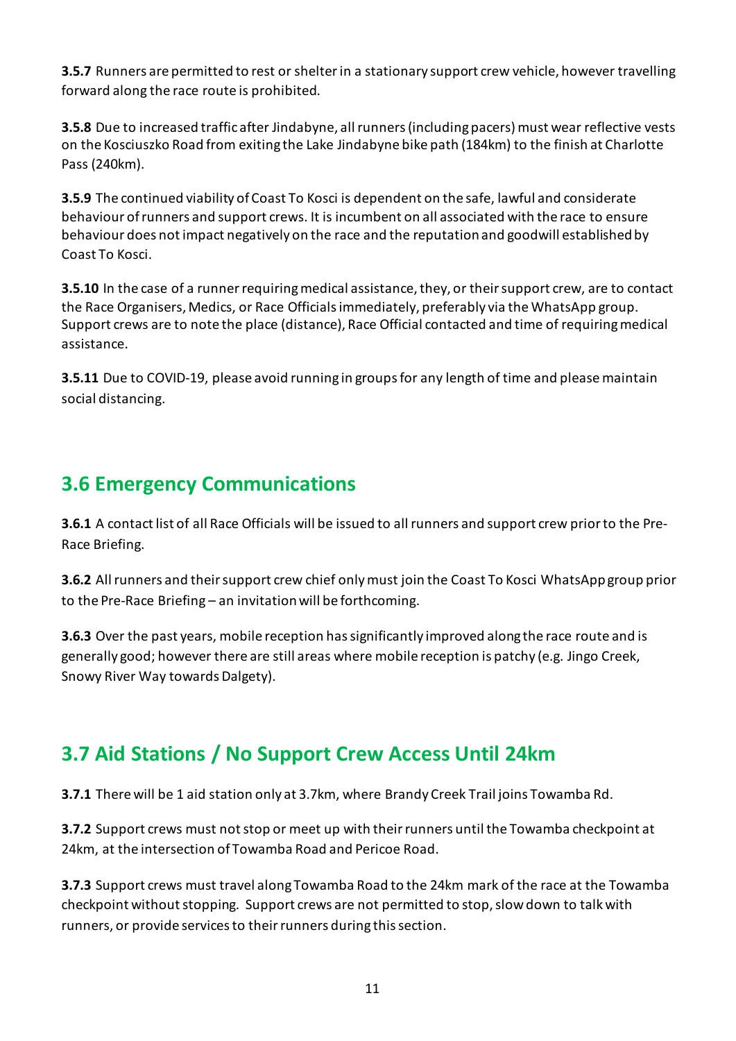**3.5.7** Runners are permitted to rest or shelter in a stationary support crew vehicle, however travelling forward along the race route is prohibited.

**3.5.8** Due to increased traffic after Jindabyne, all runners (including pacers) must wear reflective vests on the Kosciuszko Road from exiting the Lake Jindabyne bike path (184km) to the finish at Charlotte Pass (240km).

**3.5.9** The continued viability of Coast To Kosci is dependent on the safe, lawful and considerate behaviour of runners and support crews. It is incumbent on all associated with the race to ensure behaviour does not impact negatively on the race and the reputation and goodwill established by Coast To Kosci.

**3.5.10** In the case of a runner requiring medical assistance, they, or their support crew, are to contact the Race Organisers, Medics, or Race Officials immediately, preferably via the WhatsApp group. Support crews are to note the place (distance), Race Official contacted and time of requiring medical assistance.

**3.5.11** Due to COVID-19, please avoid running in groups for any length of time and please maintain social distancing.

## 3.6 Emergency Communications

**3.6.1** A contact list of all Race Officials will be issued to all runners and support crew prior to the Pre-Race Briefing.

**3.6.2** All runners and their support crew chief only must join the Coast To Kosci WhatsApp group prior to the Pre-Race Briefing – an invitation will be forthcoming.

**3.6.3** Over the past years, mobile reception has significantly improved along the race route and is generally good; however there are still areas where mobile reception is patchy (e.g. Jingo Creek, Snowy River Way towards Dalgety).

## 3.7 Aid Stations / No Support Crew Access Until 24km

**3.7.1** There will be 1 aid station only at 3.7km, where Brandy Creek Trail joins Towamba Rd.

**3.7.2** Support crews must not stop or meet up with their runners until the Towamba checkpoint at 24km, at the intersection of Towamba Road and Pericoe Road.

**3.7.3** Support crews must travel along Towamba Road to the 24km mark of the race at the Towamba checkpoint without stopping. Support crews are not permitted to stop, slow down to talk with runners, or provide services to their runners during this section.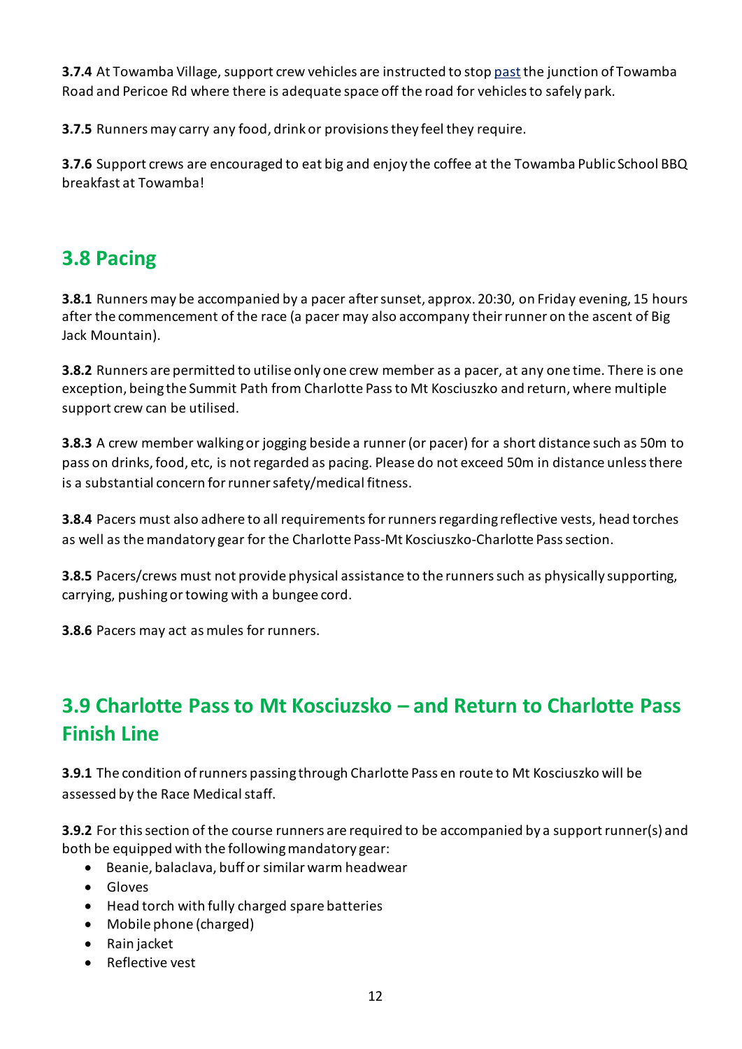**3.7.4** At Towamba Village, support crew vehicles are instructed to stop past the junction of Towamba Road and Pericoe Rd where there is adequate space off the road for vehicles to safely park.

**3.7.5** Runners may carry any food, drink or provisions they feel they require.

**3.7.6** Support crews are encouraged to eat big and enjoy the coffee at the Towamba Public School BBQ breakfast at Towamba!

## 3.8 Pacing

**3.8.1** Runners may be accompanied by a pacer after sunset, approx. 20:30, on Friday evening, 15 hours after the commencement of the race (a pacer may also accompany their runner on the ascent of Big Jack Mountain).

**3.8.2** Runners are permitted to utilise only one crew member as a pacer, at any one time. There is one exception, being the Summit Path from Charlotte Pass to Mt Kosciuszko and return, where multiple support crew can be utilised.

**3.8.3** A crew member walking or jogging beside a runner (or pacer) for a short distance such as 50m to pass on drinks, food, etc, is not regarded as pacing. Please do not exceed 50m in distance unless there is a substantial concern for runner safety/medical fitness.

**3.8.4** Pacers must also adhere to all requirements for runners regarding reflective vests, head torches as well as the mandatory gear for the Charlotte Pass-Mt Kosciuszko-Charlotte Pass section.

**3.8.5** Pacers/crews must not provide physical assistance to the runners such as physically supporting, carrying, pushing or towing with a bungee cord.

**3.8.6** Pacers may act as mules for runners.

## 3.9 Charlotte Pass to Mt Kosciuzko – and Return to Charlotte Pass Finish Line

**3.9.1** The condition of runners passing through Charlotte Pass en route to Mt Kosciuszko will be assessed by the Race Medical staff.

**3.9.2** For this section of the course runners are required to be accompanied by a support runner(s) and both be equipped with the following mandatory gear:

- Beanie, balaclava, buff or similar warm headwear
- Gloves
- Head torch with fully charged spare batteries
- Mobile phone (charged)
- Rain jacket
- Reflective vest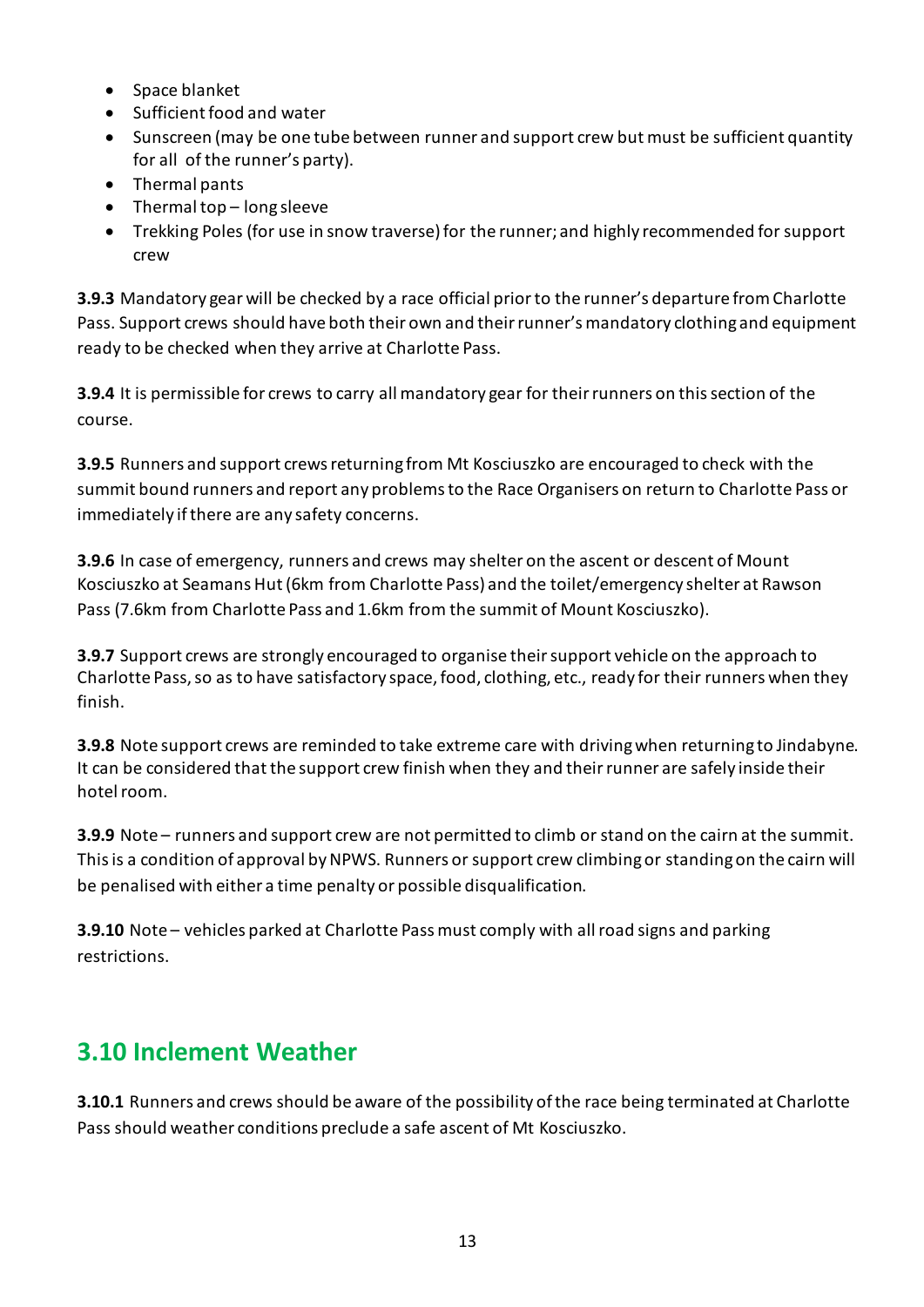- Space blanket
- Sufficient food and water
- Sunscreen (may be one tube between runner and support crew but must be sufficient quantity for all of the runner's party).
- Thermal pants
- Thermal top – long sleeve
- Trekking Poles (for use in snow traverse) for the runner; and highly recommended for support crew

**3.9.3** Mandatory gear will be checked by a race official prior to the runner's departure from Charlotte Pass. Support crews should have both their own and their runner's mandatory clothing and equipment ready to be checked when they arrive at Charlotte Pass.

**3.9.4** It is permissible for crews to carry all mandatory gear for their runners on this section of the course.

**3.9.5** Runners and support crews returning from Mt Kosciuszko are encouraged to check with the summit bound runners and report any problems to the Race Organisers on return to Charlotte Pass or immediately if there are any safety concerns.

**3.9.6** In case of emergency, runners and crews may shelter on the ascent or descent of Mount Kosciuszko at Seamans Hut (6km from Charlotte Pass) and the toilet/emergency shelter at Rawson Pass (7.6km from Charlotte Pass and 1.6km from the summit of Mount Kosciuszko).

**3.9.7** Support crews are strongly encouraged to organise their support vehicle on the approach to Charlotte Pass, so as to have satisfactory space, food, clothing, etc., ready for their runners when they finish.

**3.9.8** Note support crews are reminded to take extreme care with driving when returning to Jindabyne. It can be considered that the support crew finish when they and their runner are safely inside their hotel room.

**3.9.9** Note – runners and support crew are not permitted to climb or stand on the cairn at the summit. This is a condition of approval by NPWS. Runners or support crew climbing or standing on the cairn will be penalised with either a time penalty or possible disqualification.

**3.9.10** Note – vehicles parked at Charlotte Pass must comply with all road signs and parking restrictions.

## 3.10 Inclement Weather

**3.10.1** Runners and crews should be aware of the possibility of the race being terminated at Charlotte Pass should weather conditions preclude a safe ascent of Mt Kosciuszko.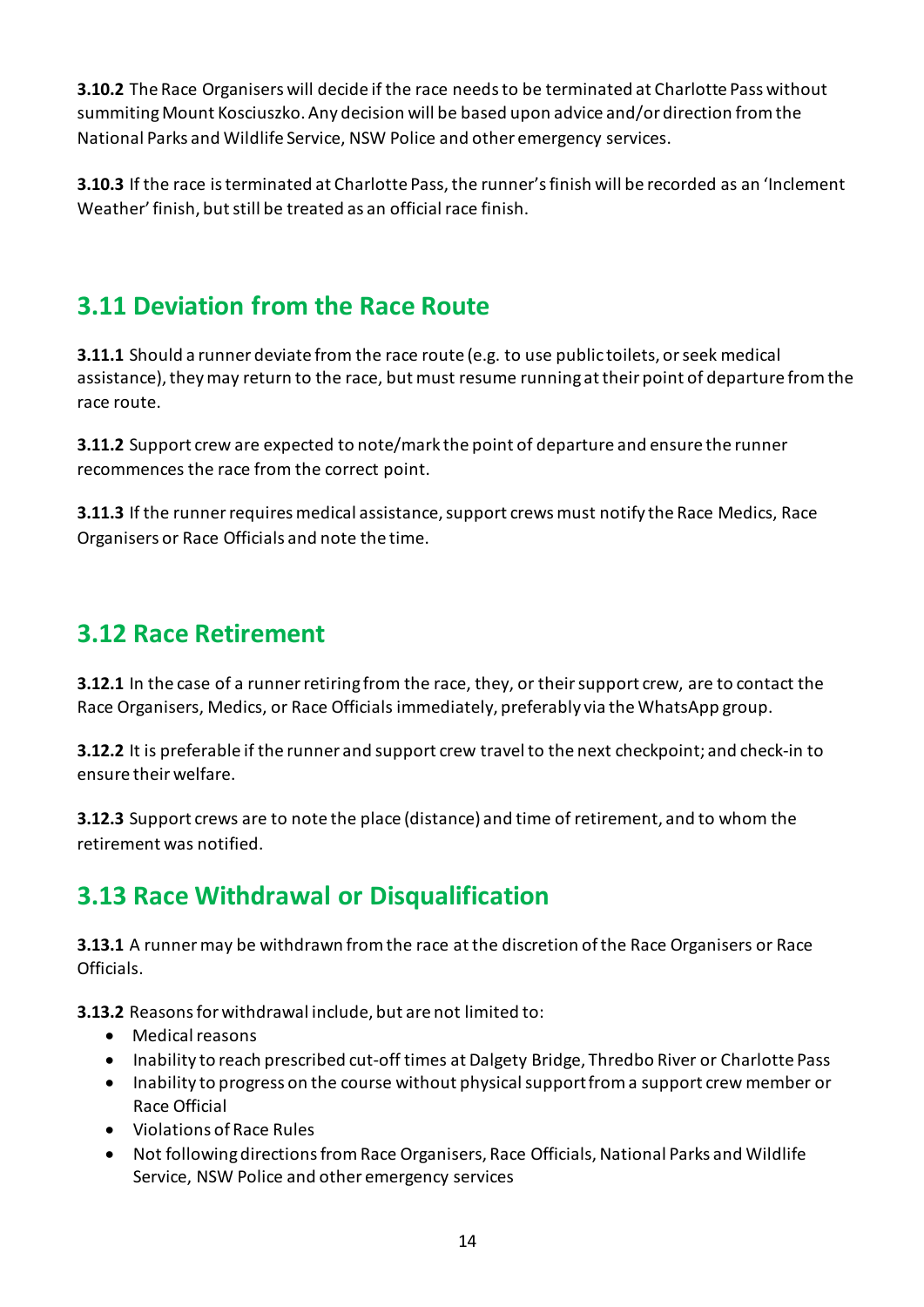**3.10.2** The Race Organisers will decide if the race needs to be terminated at Charlotte Pass without summiting Mount Kosciuszko. Any decision will be based upon advice and/or direction from the National Parks and Wildlife Service, NSW Police and other emergency services.

**3.10.3** If the race is terminated at Charlotte Pass, the runner's finish will be recorded as an 'Inclement Weather' finish, but still be treated as an official race finish.

## 3.11 Deviation from the Race Route

**3.11.1** Should a runner deviate from the race route (e.g. to use public toilets, or seek medical assistance), they may return to the race, but must resume running at their point of departure from the race route.

**3.11.2** Support crew are expected to note/mark the point of departure and ensure the runner recommences the race from the correct point.

**3.11.3** If the runner requires medical assistance, support crews must notify the Race Medics, Race Organisers or Race Officials and note the time.

## 3.12 Race Retirement

**3.12.1** In the case of a runner retiring from the race, they, or their support crew, are to contact the Race Organisers, Medics, or Race Officials immediately, preferably via the WhatsApp group.

**3.12.2** It is preferable if the runner and support crew travel to the next checkpoint; and check-in to ensure their welfare.

**3.12.3** Support crews are to note the place (distance) and time of retirement, and to whom the retirement was notified.

## 3.13 Race Withdrawal or Disqualification

**3.13.1** A runner may be withdrawn from the race at the discretion of the Race Organisers or Race Officials.

**3.13.2** Reasons for withdrawal include, but are not limited to:

- Medical reasons
- Inability to reach prescribed cut-off times at Dalgety Bridge, Thredbo River or Charlotte Pass
- Inability to progress on the course without physical support from a support crew member or Race Official
- Violations of Race Rules
- Not following directions from Race Organisers, Race Officials, National Parks and Wildlife Service, NSW Police and other emergency services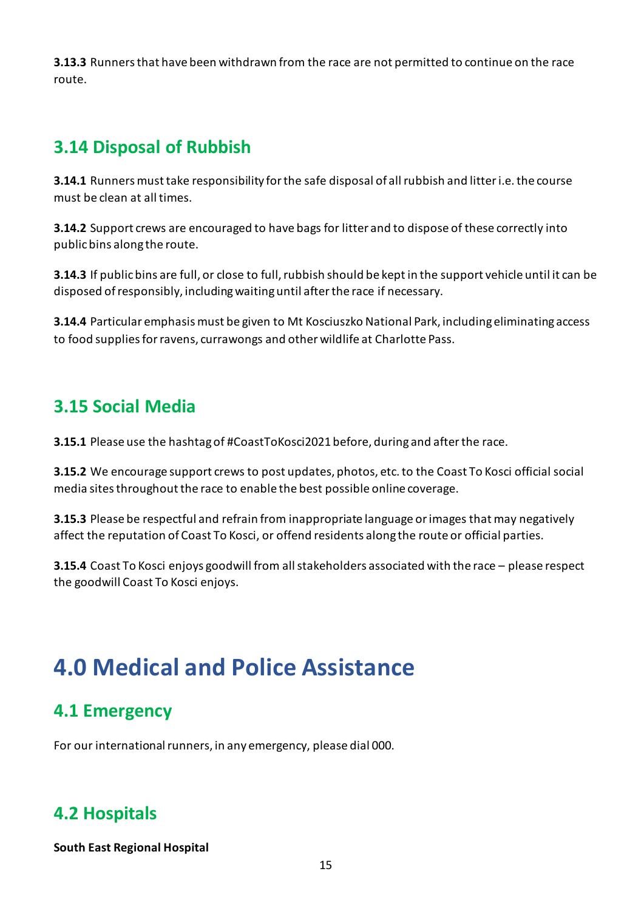**3.13.3** Runners that have been withdrawn from the race are not permitted to continue on the race route.

## 3.14 Disposal of Rubbish

**3.14.1** Runners must take responsibility for the safe disposal of all rubbish and litter i.e. the course must be clean at all times.

**3.14.2** Support crews are encouraged to have bags for litter and to dispose of these correctly into public bins along the route.

**3.14.3** If public bins are full, or close to full, rubbish should be kept in the support vehicle until it can be disposed of responsibly, including waiting until after the race if necessary.

**3.14.4** Particular emphasis must be given to Mt Kosciuszko National Park, including eliminating access to food supplies for ravens, currawongs and other wildlife at Charlotte Pass.

## 3.15 Social Media

**3.15.1** Please use the hashtag of #CoastToKosci2021 before, during and after the race.

**3.15.2** We encourage support crews to post updates, photos, etc. to the Coast To Kosci official social media sites throughout the race to enable the best possible online coverage.

**3.15.3** Please be respectful and refrain from inappropriate language or images that may negatively affect the reputation of Coast To Kosci, or offend residents along the route or official parties.

**3.15.4** Coast To Kosci enjoys goodwill from all stakeholders associated with the race – please respect the goodwill Coast To Kosci enjoys.

# 4.0 Medical and Police Assistance

## 4.1 Emergency

For our international runners, in any emergency, please dial 000.

## 4.2 Hospitals

**South East Regional Hospital**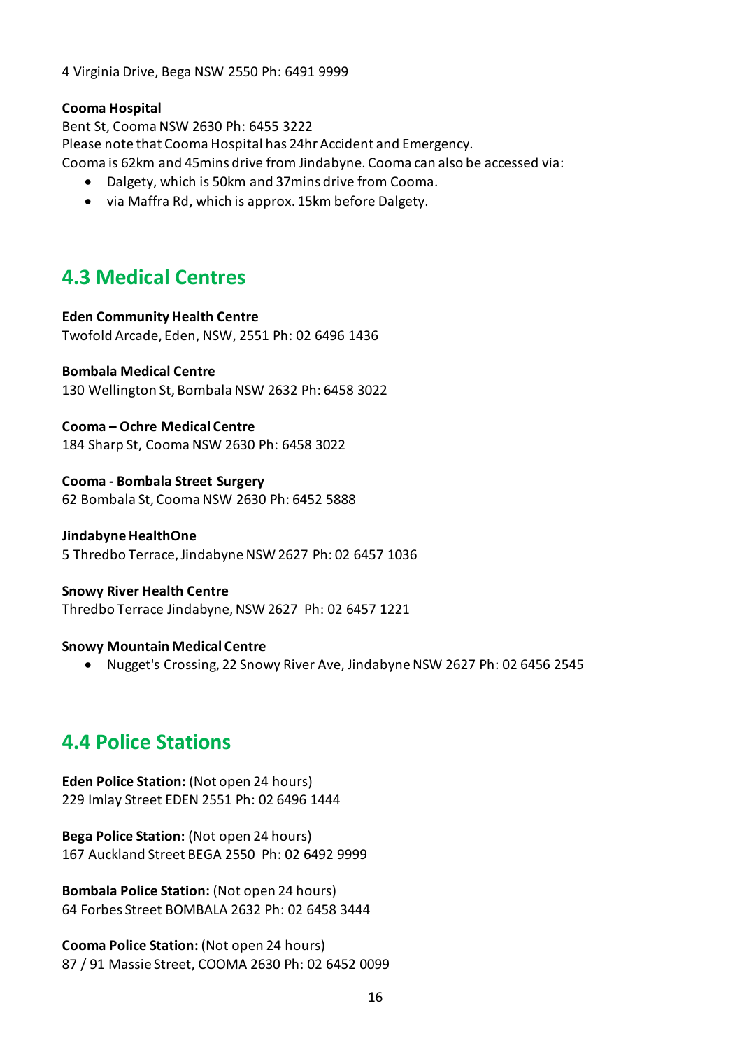4 Virginia Drive, Bega NSW 2550 Ph: 6491 9999

**Cooma Hospital**
Bent St, Cooma NSW 2630 Ph: 6455 3222
Please note that Cooma Hospital has 24hr Accident and Emergency.
Cooma is 62km and 45mins drive from Jindabyne. Cooma can also be accessed via:

- Dalgety, which is 50km and 37mins drive from Cooma.
- via Maffra Rd, which is approx. 15km before Dalgety.

## 4.3 Medical Centres

**Eden Community Health Centre**
Twofold Arcade, Eden, NSW, 2551 Ph: 02 6496 1436

**Bombala Medical Centre**
130 Wellington St, Bombala NSW 2632 Ph: 6458 3022

**Cooma – Ochre Medical Centre**
184 Sharp St, Cooma NSW 2630 Ph: 6458 3022

**Cooma - Bombala Street Surgery**
62 Bombala St, Cooma NSW 2630 Ph: 6452 5888

**Jindabyne HealthOne**
5 Thredbo Terrace, Jindabyne NSW 2627 Ph: 02 6457 1036

**Snowy River Health Centre**
Thredbo Terrace Jindabyne, NSW 2627 Ph: 02 6457 1221

**Snowy Mountain Medical Centre**

- Nugget's Crossing, 22 Snowy River Ave, Jindabyne NSW 2627 Ph: 02 6456 2545

## 4.4 Police Stations

**Eden Police Station:** (Not open 24 hours)
229 Imlay Street EDEN 2551 Ph: 02 6496 1444

**Bega Police Station:** (Not open 24 hours)
167 Auckland Street BEGA 2550 Ph: 02 6492 9999

**Bombala Police Station:** (Not open 24 hours)
64 Forbes Street BOMBALA 2632 Ph: 02 6458 3444

**Cooma Police Station:** (Not open 24 hours)
87 / 91 Massie Street, COOMA 2630 Ph: 02 6452 0099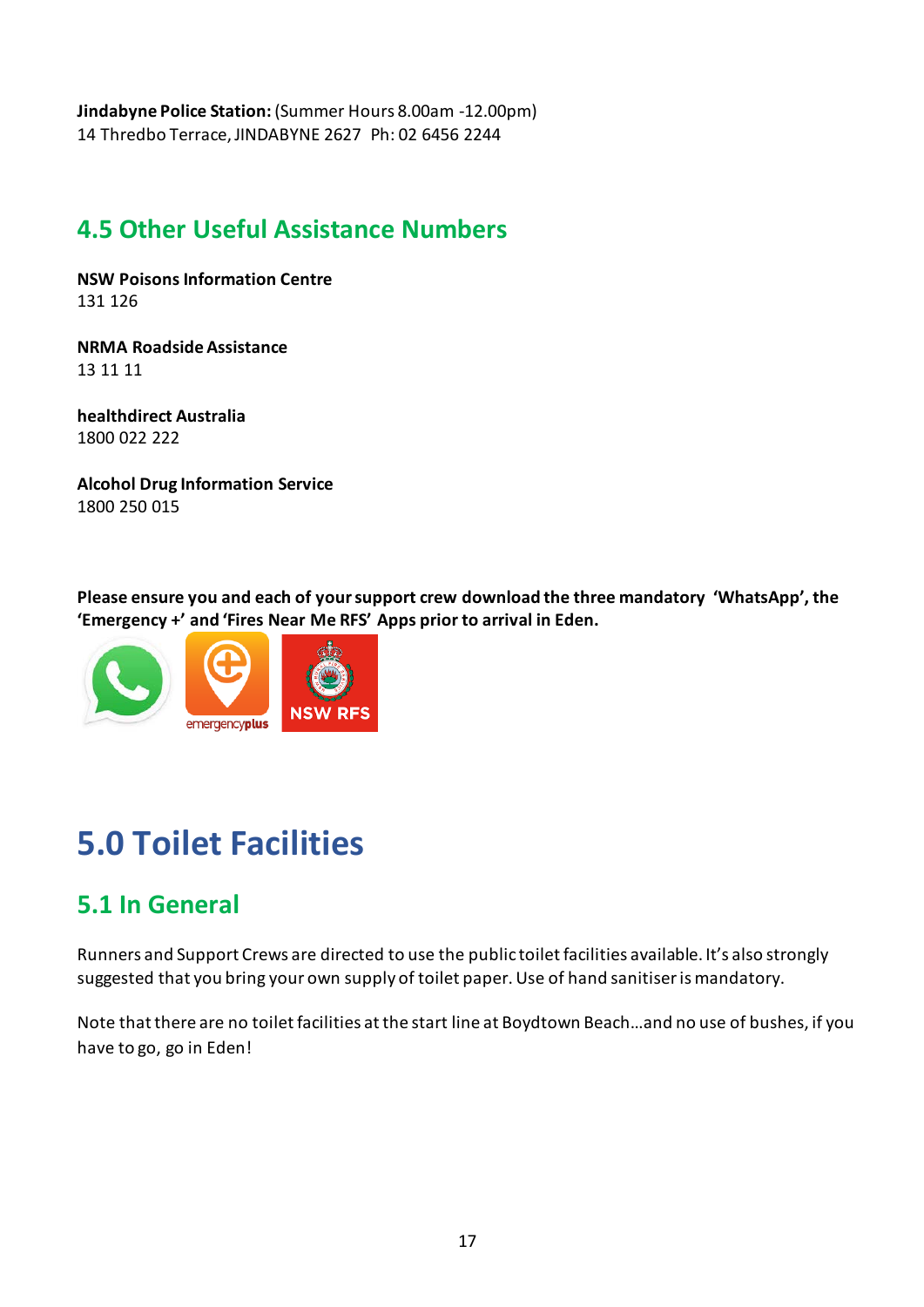**Jindabyne Police Station:** (Summer Hours 8.00am -12.00pm)
14 Thredbo Terrace, JINDABYNE 2627 Ph: 02 6456 2244

## 4.5 Other Useful Assistance Numbers

**NSW Poisons Information Centre**
131 126

**NRMA Roadside Assistance**
13 11 11

**healthdirect Australia**
1800 022 222

**Alcohol Drug Information Service**
1800 250 015

**Please ensure you and each of your support crew download the three mandatory 'WhatsApp', the 'Emergency +' and 'Fires Near Me RFS' Apps prior to arrival in Eden.**

# 5.0 Toilet Facilities

## 5.1 In General

Runners and Support Crews are directed to use the public toilet facilities available. It's also strongly suggested that you bring your own supply of toilet paper. Use of hand sanitiser is mandatory.

Note that there are no toilet facilities at the start line at Boydtown Beach…and no use of bushes, if you have to go, go in Eden!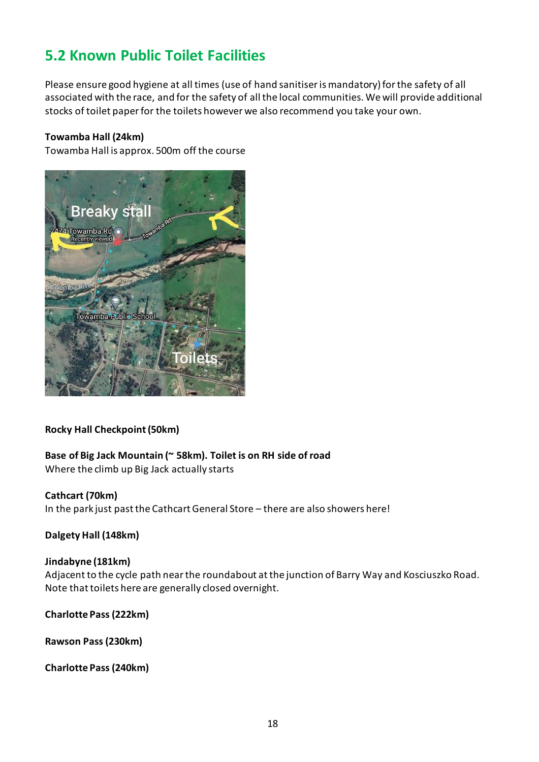## 5.2 Known Public Toilet Facilities

Please ensure good hygiene at all times (use of hand sanitiser is mandatory) for the safety of all associated with the race, and for the safety of all the local communities. We will provide additional stocks of toilet paper for the toilets however we also recommend you take your own.

**Towamba Hall (24km)**
Towamba Hall is approx. 500m off the course

**Rocky Hall Checkpoint (50km)**

**Base of Big Jack Mountain (~ 58km). Toilet is on RH side of road**
Where the climb up Big Jack actually starts

**Cathcart (70km)**
In the park just past the Cathcart General Store – there are also showers here!

**Dalgety Hall (148km)**

**Jindabyne (181km)**
Adjacent to the cycle path near the roundabout at the junction of Barry Way and Kosciuszko Road. Note that toilets here are generally closed overnight.

**Charlotte Pass (222km)**

**Rawson Pass (230km)**

**Charlotte Pass (240km)**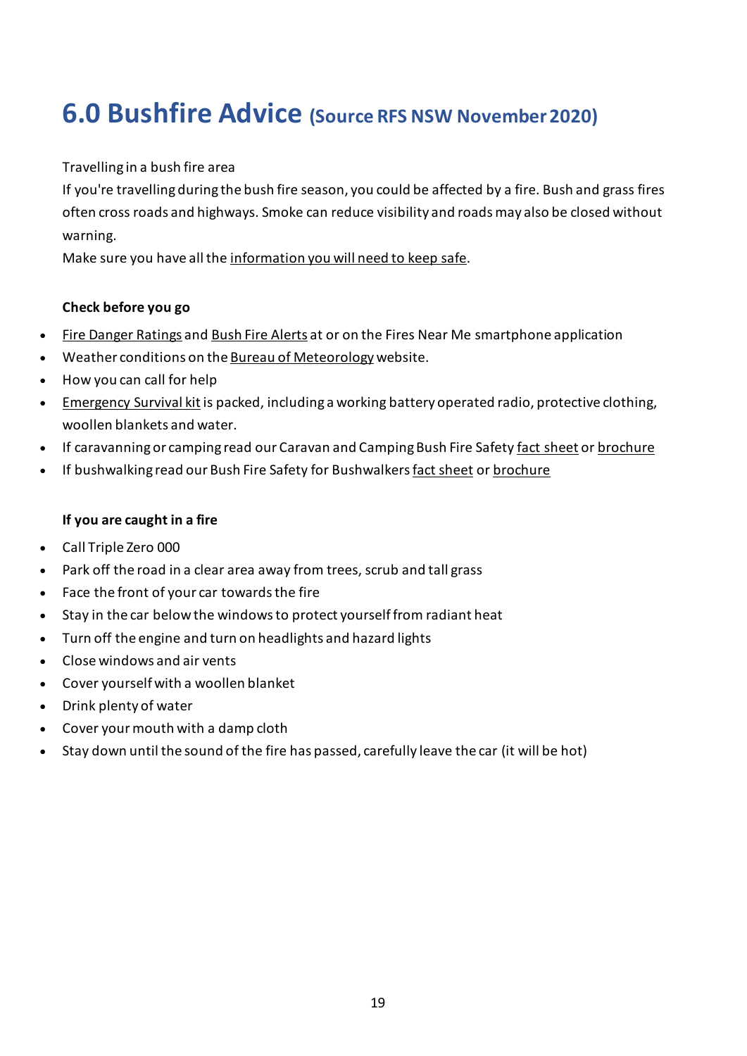# 6.0 Bushfire Advice (Source RFS NSW November 2020)

Travelling in a bush fire area

If you're travelling during the bush fire season, you could be affected by a fire. Bush and grass fires often cross roads and highways. Smoke can reduce visibility and roads may also be closed without warning.

Make sure you have all the information you will need to keep safe.

**Check before you go**

- Fire Danger Ratings and Bush Fire Alerts at or on the Fires Near Me smartphone application
- Weather conditions on the Bureau of Meteorology website.
- How you can call for help
- Emergency Survival kit is packed, including a working battery operated radio, protective clothing, woollen blankets and water.
- If caravanning or camping read our Caravan and Camping Bush Fire Safety fact sheet or brochure
- If bushwalking read our Bush Fire Safety for Bushwalkers fact sheet or brochure

**If you are caught in a fire**

- Call Triple Zero 000
- Park off the road in a clear area away from trees, scrub and tall grass
- Face the front of your car towards the fire
- Stay in the car below the windows to protect yourself from radiant heat
- Turn off the engine and turn on headlights and hazard lights
- Close windows and air vents
- Cover yourself with a woollen blanket
- Drink plenty of water
- Cover your mouth with a damp cloth
- Stay down until the sound of the fire has passed, carefully leave the car (it will be hot)